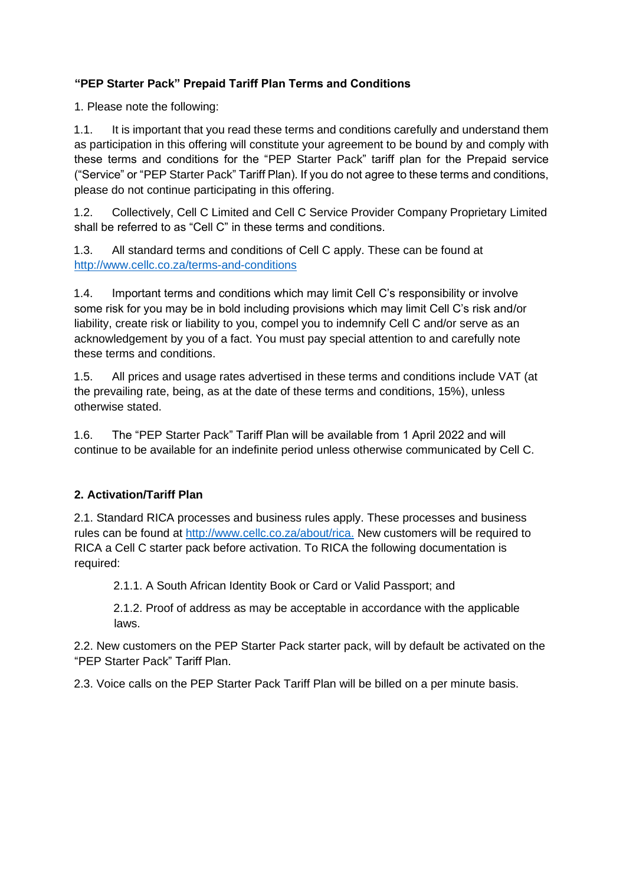**"PEP Starter Pack" Prepaid Tariff Plan Terms and Conditions**

1. Please note the following:

1.1. It is important that you read these terms and conditions carefully and understand them as participation in this offering will constitute your agreement to be bound by and comply with these terms and conditions for the "PEP Starter Pack" tariff plan for the Prepaid service ("Service" or "PEP Starter Pack" Tariff Plan). If you do not agree to these terms and conditions, please do not continue participating in this offering.

1.2. Collectively, Cell C Limited and Cell C Service Provider Company Proprietary Limited shall be referred to as "Cell C" in these terms and conditions.

1.3. All standard terms and conditions of Cell C apply. These can be found at [http://www.cellc.co.za/terms-and-conditions](http://www.cellc.co.za/terms-and-conditions)

1.4. Important terms and conditions which may limit Cell C's responsibility or involve some risk for you may be in bold including provisions which may limit Cell C's risk and/or liability, create risk or liability to you, compel you to indemnify Cell C and/or serve as an acknowledgement by you of a fact. You must pay special attention to and carefully note these terms and conditions.

1.5. All prices and usage rates advertised in these terms and conditions include VAT (at the prevailing rate, being, as at the date of these terms and conditions, 15%), unless otherwise stated.

1.6. The "PEP Starter Pack" Tariff Plan will be available from 1 April 2022 and will continue to be available for an indefinite period unless otherwise communicated by Cell C.

**2. Activation/Tariff Plan**

2.1. Standard RICA processes and business rules apply. These processes and business rules can be found at [http://www.cellc.co.za/about/rica.](http://www.cellc.co.za/about/rica) New customers will be required to RICA a Cell C starter pack before activation. To RICA the following documentation is required:

2.1.1. A South African Identity Book or Card or Valid Passport; and

2.1.2. Proof of address as may be acceptable in accordance with the applicable laws.

2.2. New customers on the PEP Starter Pack starter pack, will by default be activated on the "PEP Starter Pack" Tariff Plan.

2.3. Voice calls on the PEP Starter Pack Tariff Plan will be billed on a per minute basis.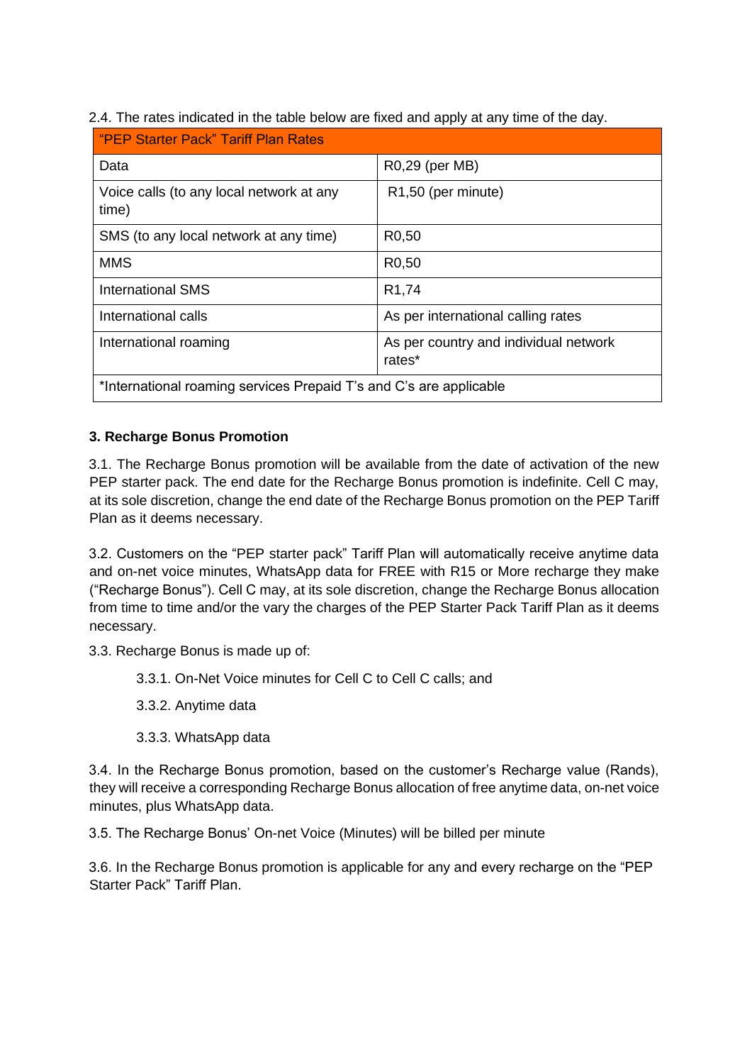2.4. The rates indicated in the table below are fixed and apply at any time of the day.

| "PEP Starter Pack" Tariff Plan Rates | |
|---|---|
| Data | R0,29 (per MB) |
| Voice calls (to any local network at any time) | R1,50 (per minute) |
| SMS (to any local network at any time) | R0,50 |
| MMS | R0,50 |
| International SMS | R1,74 |
| International calls | As per international calling rates |
| International roaming | As per country and individual network rates* |
| *International roaming services Prepaid T's and C's are applicable | |

**3. Recharge Bonus Promotion**

3.1. The Recharge Bonus promotion will be available from the date of activation of the new PEP starter pack. The end date for the Recharge Bonus promotion is indefinite. Cell C may, at its sole discretion, change the end date of the Recharge Bonus promotion on the PEP Tariff Plan as it deems necessary.

3.2. Customers on the "PEP starter pack" Tariff Plan will automatically receive anytime data and on-net voice minutes, WhatsApp data for FREE with R15 or More recharge they make ("Recharge Bonus"). Cell C may, at its sole discretion, change the Recharge Bonus allocation from time to time and/or the vary the charges of the PEP Starter Pack Tariff Plan as it deems necessary.

3.3. Recharge Bonus is made up of:

> 3.3.1. On-Net Voice minutes for Cell C to Cell C calls; and
>
> 3.3.2. Anytime data
>
> 3.3.3. WhatsApp data

3.4. In the Recharge Bonus promotion, based on the customer's Recharge value (Rands), they will receive a corresponding Recharge Bonus allocation of free anytime data, on-net voice minutes, plus WhatsApp data.

3.5. The Recharge Bonus' On-net Voice (Minutes) will be billed per minute

3.6. In the Recharge Bonus promotion is applicable for any and every recharge on the "PEP Starter Pack" Tariff Plan.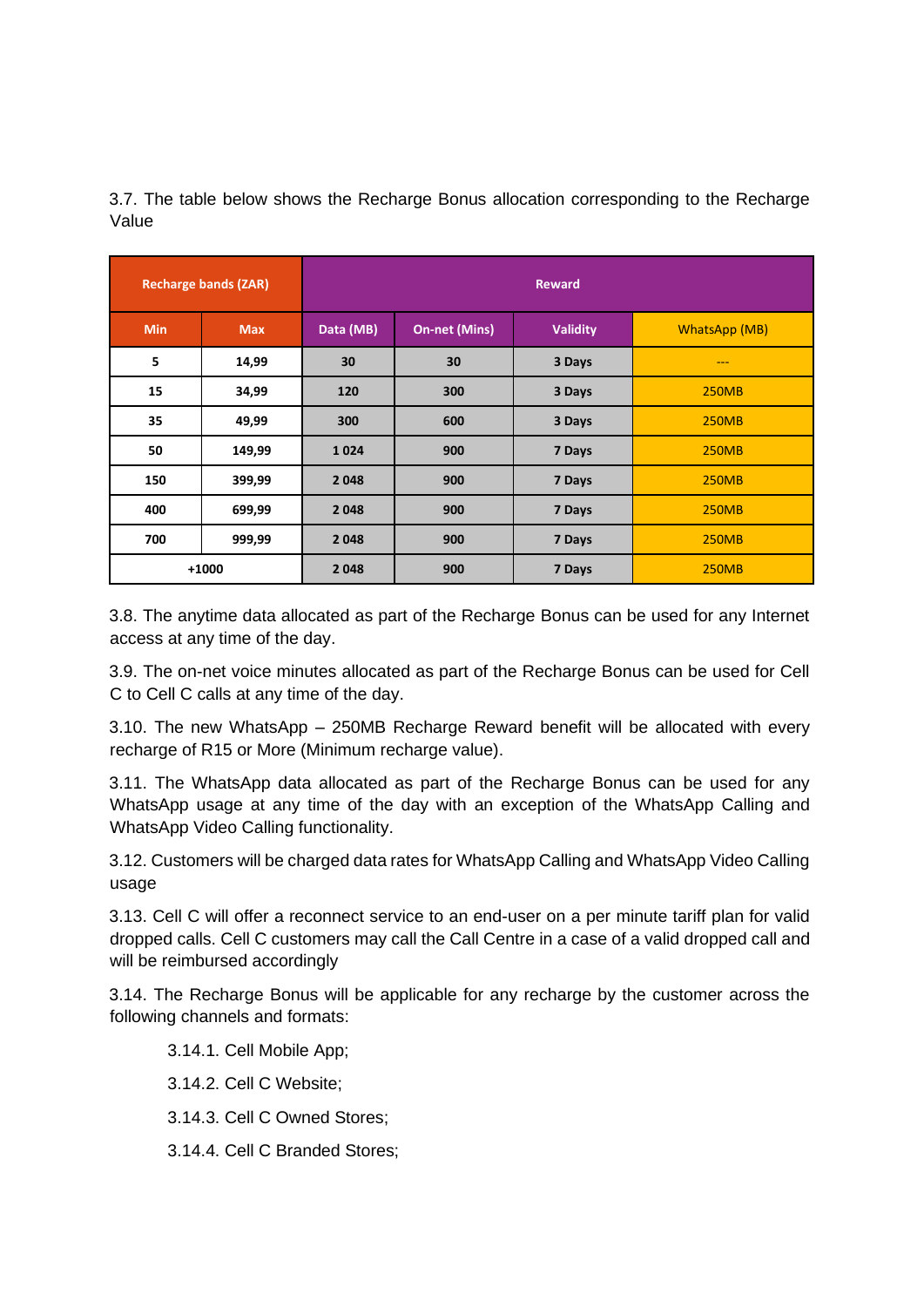3.7. The table below shows the Recharge Bonus allocation corresponding to the Recharge Value

| Recharge bands (ZAR) | | Reward | | | |
|---|---|---|---|---|---|
| Min | Max | Data (MB) | On-net (Mins) | Validity | WhatsApp (MB) |
| 5 | 14,99 | 30 | 30 | 3 Days | --- |
| 15 | 34,99 | 120 | 300 | 3 Days | 250MB |
| 35 | 49,99 | 300 | 600 | 3 Days | 250MB |
| 50 | 149,99 | 1 024 | 900 | 7 Days | 250MB |
| 150 | 399,99 | 2 048 | 900 | 7 Days | 250MB |
| 400 | 699,99 | 2 048 | 900 | 7 Days | 250MB |
| 700 | 999,99 | 2 048 | 900 | 7 Days | 250MB |
| +1000 | | 2 048 | 900 | 7 Days | 250MB |

3.8. The anytime data allocated as part of the Recharge Bonus can be used for any Internet access at any time of the day.

3.9. The on-net voice minutes allocated as part of the Recharge Bonus can be used for Cell C to Cell C calls at any time of the day.

3.10. The new WhatsApp – 250MB Recharge Reward benefit will be allocated with every recharge of R15 or More (Minimum recharge value).

3.11. The WhatsApp data allocated as part of the Recharge Bonus can be used for any WhatsApp usage at any time of the day with an exception of the WhatsApp Calling and WhatsApp Video Calling functionality.

3.12. Customers will be charged data rates for WhatsApp Calling and WhatsApp Video Calling usage

3.13. Cell C will offer a reconnect service to an end-user on a per minute tariff plan for valid dropped calls. Cell C customers may call the Call Centre in a case of a valid dropped call and will be reimbursed accordingly

3.14. The Recharge Bonus will be applicable for any recharge by the customer across the following channels and formats:

- 3.14.1. Cell Mobile App;
- 3.14.2. Cell C Website;
- 3.14.3. Cell C Owned Stores;
- 3.14.4. Cell C Branded Stores;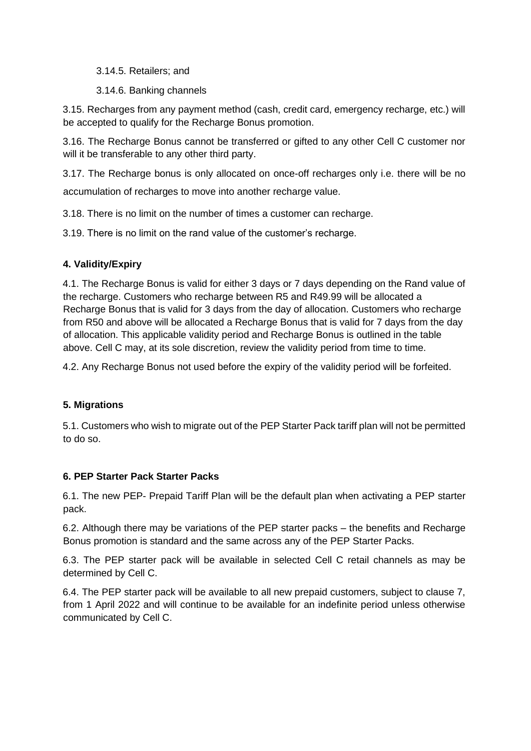3.14.5. Retailers; and

3.14.6. Banking channels

3.15. Recharges from any payment method (cash, credit card, emergency recharge, etc.) will be accepted to qualify for the Recharge Bonus promotion.

3.16. The Recharge Bonus cannot be transferred or gifted to any other Cell C customer nor will it be transferable to any other third party.

3.17. The Recharge bonus is only allocated on once-off recharges only i.e. there will be no accumulation of recharges to move into another recharge value.

3.18. There is no limit on the number of times a customer can recharge.

3.19. There is no limit on the rand value of the customer's recharge.

**4. Validity/Expiry**

4.1. The Recharge Bonus is valid for either 3 days or 7 days depending on the Rand value of the recharge. Customers who recharge between R5 and R49.99 will be allocated a Recharge Bonus that is valid for 3 days from the day of allocation. Customers who recharge from R50 and above will be allocated a Recharge Bonus that is valid for 7 days from the day of allocation. This applicable validity period and Recharge Bonus is outlined in the table above. Cell C may, at its sole discretion, review the validity period from time to time.

4.2. Any Recharge Bonus not used before the expiry of the validity period will be forfeited.

**5. Migrations**

5.1. Customers who wish to migrate out of the PEP Starter Pack tariff plan will not be permitted to do so.

**6. PEP Starter Pack Starter Packs**

6.1. The new PEP- Prepaid Tariff Plan will be the default plan when activating a PEP starter pack.

6.2. Although there may be variations of the PEP starter packs – the benefits and Recharge Bonus promotion is standard and the same across any of the PEP Starter Packs.

6.3. The PEP starter pack will be available in selected Cell C retail channels as may be determined by Cell C.

6.4. The PEP starter pack will be available to all new prepaid customers, subject to clause 7, from 1 April 2022 and will continue to be available for an indefinite period unless otherwise communicated by Cell C.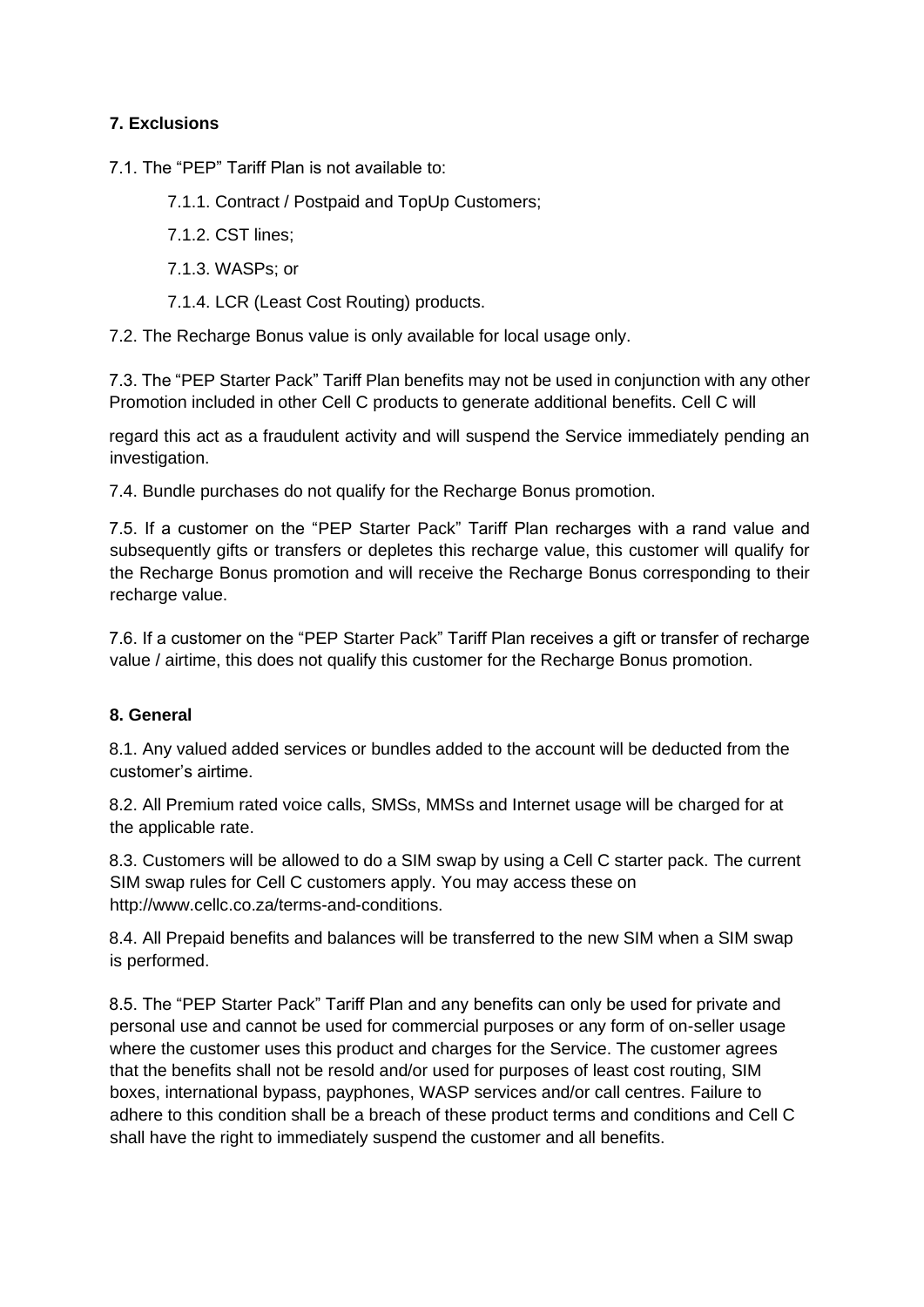### 7. Exclusions

7.1. The "PEP" Tariff Plan is not available to:

- 7.1.1. Contract / Postpaid and TopUp Customers;
- 7.1.2. CST lines;
- 7.1.3. WASPs; or
- 7.1.4. LCR (Least Cost Routing) products.

7.2. The Recharge Bonus value is only available for local usage only.

7.3. The "PEP Starter Pack" Tariff Plan benefits may not be used in conjunction with any other Promotion included in other Cell C products to generate additional benefits. Cell C will regard this act as a fraudulent activity and will suspend the Service immediately pending an investigation.

7.4. Bundle purchases do not qualify for the Recharge Bonus promotion.

7.5. If a customer on the "PEP Starter Pack" Tariff Plan recharges with a rand value and subsequently gifts or transfers or depletes this recharge value, this customer will qualify for the Recharge Bonus promotion and will receive the Recharge Bonus corresponding to their recharge value.

7.6. If a customer on the "PEP Starter Pack" Tariff Plan receives a gift or transfer of recharge value / airtime, this does not qualify this customer for the Recharge Bonus promotion.

### 8. General

8.1. Any valued added services or bundles added to the account will be deducted from the customer's airtime.

8.2. All Premium rated voice calls, SMSs, MMSs and Internet usage will be charged for at the applicable rate.

8.3. Customers will be allowed to do a SIM swap by using a Cell C starter pack. The current SIM swap rules for Cell C customers apply. You may access these on http://www.cellc.co.za/terms-and-conditions.

8.4. All Prepaid benefits and balances will be transferred to the new SIM when a SIM swap is performed.

8.5. The "PEP Starter Pack" Tariff Plan and any benefits can only be used for private and personal use and cannot be used for commercial purposes or any form of on-seller usage where the customer uses this product and charges for the Service. The customer agrees that the benefits shall not be resold and/or used for purposes of least cost routing, SIM boxes, international bypass, payphones, WASP services and/or call centres. Failure to adhere to this condition shall be a breach of these product terms and conditions and Cell C shall have the right to immediately suspend the customer and all benefits.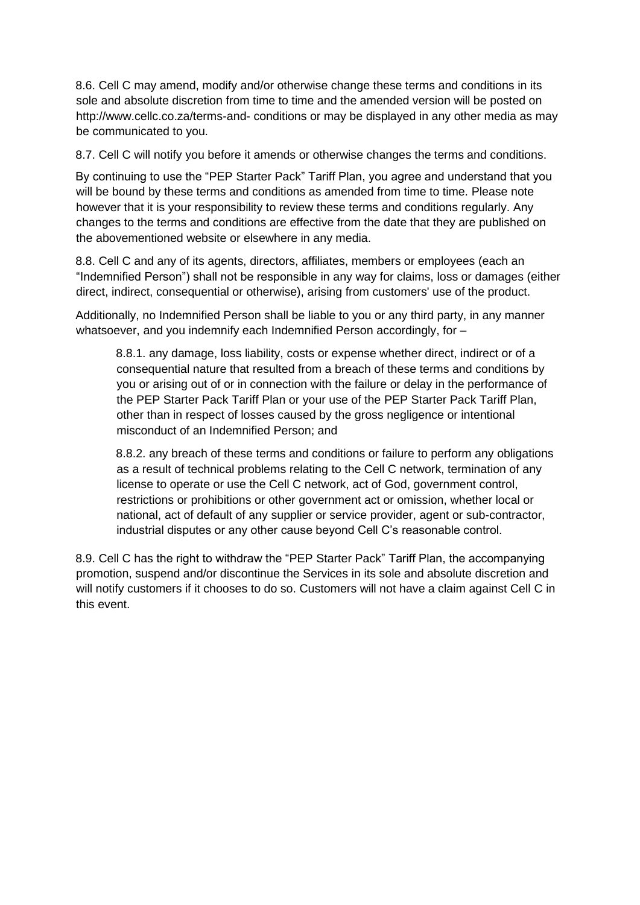8.6. Cell C may amend, modify and/or otherwise change these terms and conditions in its sole and absolute discretion from time to time and the amended version will be posted on http://www.cellc.co.za/terms-and- conditions or may be displayed in any other media as may be communicated to you.

8.7. Cell C will notify you before it amends or otherwise changes the terms and conditions.

By continuing to use the "PEP Starter Pack" Tariff Plan, you agree and understand that you will be bound by these terms and conditions as amended from time to time. Please note however that it is your responsibility to review these terms and conditions regularly. Any changes to the terms and conditions are effective from the date that they are published on the abovementioned website or elsewhere in any media.

8.8. Cell C and any of its agents, directors, affiliates, members or employees (each an "Indemnified Person") shall not be responsible in any way for claims, loss or damages (either direct, indirect, consequential or otherwise), arising from customers' use of the product.

Additionally, no Indemnified Person shall be liable to you or any third party, in any manner whatsoever, and you indemnify each Indemnified Person accordingly, for –

> 8.8.1. any damage, loss liability, costs or expense whether direct, indirect or of a consequential nature that resulted from a breach of these terms and conditions by you or arising out of or in connection with the failure or delay in the performance of the PEP Starter Pack Tariff Plan or your use of the PEP Starter Pack Tariff Plan, other than in respect of losses caused by the gross negligence or intentional misconduct of an Indemnified Person; and
>
> 8.8.2. any breach of these terms and conditions or failure to perform any obligations as a result of technical problems relating to the Cell C network, termination of any license to operate or use the Cell C network, act of God, government control, restrictions or prohibitions or other government act or omission, whether local or national, act of default of any supplier or service provider, agent or sub-contractor, industrial disputes or any other cause beyond Cell C's reasonable control.

8.9. Cell C has the right to withdraw the "PEP Starter Pack" Tariff Plan, the accompanying promotion, suspend and/or discontinue the Services in its sole and absolute discretion and will notify customers if it chooses to do so. Customers will not have a claim against Cell C in this event.